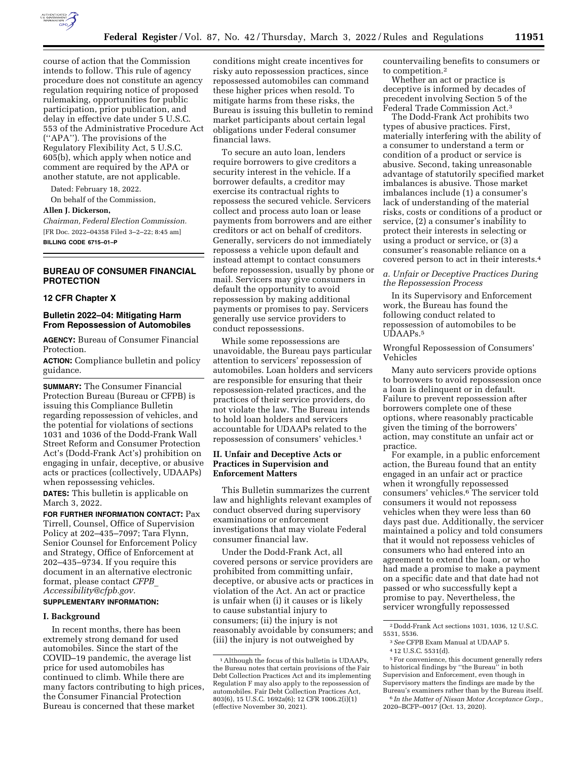course of action that the Commission intends to follow. This rule of agency procedure does not constitute an agency regulation requiring notice of proposed rulemaking, opportunities for public participation, prior publication, and delay in effective date under 5 U.S.C. 553 of the Administrative Procedure Act (''APA''). The provisions of the Regulatory Flexibility Act, 5 U.S.C. 605(b), which apply when notice and comment are required by the APA or another statute, are not applicable.

Dated: February 18, 2022.

On behalf of the Commission,

**Allen J. Dickerson,**

*Chairman, Federal Election Commission.*

[FR Doc. 2022–04358 Filed 3–2–22; 8:45 am]

**BILLING CODE 6715–01–P**

## BUREAU OF CONSUMER FINANCIAL PROTECTION

### 12 CFR Chapter X

### Bulletin 2022–04: Mitigating Harm From Repossession of Automobiles

**AGENCY:** Bureau of Consumer Financial Protection.

**ACTION:** Compliance bulletin and policy guidance.

**SUMMARY:** The Consumer Financial Protection Bureau (Bureau or CFPB) is issuing this Compliance Bulletin regarding repossession of vehicles, and the potential for violations of sections 1031 and 1036 of the Dodd-Frank Wall Street Reform and Consumer Protection Act's (Dodd-Frank Act's) prohibition on engaging in unfair, deceptive, or abusive acts or practices (collectively, UDAAPs) when repossessing vehicles.

**DATES:** This bulletin is applicable on March 3, 2022.

**FOR FURTHER INFORMATION CONTACT:** Pax Tirrell, Counsel, Office of Supervision Policy at 202–435–7097; Tara Flynn, Senior Counsel for Enforcement Policy and Strategy, Office of Enforcement at 202–435–9734. If you require this document in an alternative electronic format, please contact *CFPB_Accessibility@cfpb.gov.*

**SUPPLEMENTARY INFORMATION:**

### I. Background

In recent months, there has been extremely strong demand for used automobiles. Since the start of the COVID–19 pandemic, the average list price for used automobiles has continued to climb. While there are many factors contributing to high prices, the Consumer Financial Protection Bureau is concerned that these market conditions might create incentives for risky auto repossession practices, since repossessed automobiles can command these higher prices when resold. To mitigate harms from these risks, the Bureau is issuing this bulletin to remind market participants about certain legal obligations under Federal consumer financial laws.

To secure an auto loan, lenders require borrowers to give creditors a security interest in the vehicle. If a borrower defaults, a creditor may exercise its contractual rights to repossess the secured vehicle. Servicers collect and process auto loan or lease payments from borrowers and are either creditors or act on behalf of creditors. Generally, servicers do not immediately repossess a vehicle upon default and instead attempt to contact consumers before repossession, usually by phone or mail. Servicers may give consumers in default the opportunity to avoid repossession by making additional payments or promises to pay. Servicers generally use service providers to conduct repossessions.

While some repossessions are unavoidable, the Bureau pays particular attention to servicers' repossession of automobiles. Loan holders and servicers are responsible for ensuring that their repossession-related practices, and the practices of their service providers, do not violate the law. The Bureau intends to hold loan holders and servicers accountable for UDAAPs related to the repossession of consumers' vehicles.[1]

### II. Unfair and Deceptive Acts or Practices in Supervision and Enforcement Matters

This Bulletin summarizes the current law and highlights relevant examples of conduct observed during supervisory examinations or enforcement investigations that may violate Federal consumer financial law.

Under the Dodd-Frank Act, all covered persons or service providers are prohibited from committing unfair, deceptive, or abusive acts or practices in violation of the Act. An act or practice is unfair when (i) it causes or is likely to cause substantial injury to consumers; (ii) the injury is not reasonably avoidable by consumers; and (iii) the injury is not outweighed by countervailing benefits to consumers or to competition.[2]

Whether an act or practice is deceptive is informed by decades of precedent involving Section 5 of the Federal Trade Commission Act.[3]

The Dodd-Frank Act prohibits two types of abusive practices. First, materially interfering with the ability of a consumer to understand a term or condition of a product or service is abusive. Second, taking unreasonable advantage of statutorily specified market imbalances is abusive. Those market imbalances include (1) a consumer's lack of understanding of the material risks, costs or conditions of a product or service, (2) a consumer's inability to protect their interests in selecting or using a product or service, or (3) a consumer's reasonable reliance on a covered person to act in their interests.[4]

#### *a. Unfair or Deceptive Practices During the Repossession Process*

In its Supervisory and Enforcement work, the Bureau has found the following conduct related to repossession of automobiles to be UDAAPs.[5]

Wrongful Repossession of Consumers' Vehicles

Many auto servicers provide options to borrowers to avoid repossession once a loan is delinquent or in default. Failure to prevent repossession after borrowers complete one of these options, where reasonably practicable given the timing of the borrowers' action, may constitute an unfair act or practice.

For example, in a public enforcement action, the Bureau found that an entity engaged in an unfair act or practice when it wrongfully repossessed consumers' vehicles.[6] The servicer told consumers it would not repossess vehicles when they were less than 60 days past due. Additionally, the servicer maintained a policy and told consumers that it would not repossess vehicles of consumers who had entered into an agreement to extend the loan, or who had made a promise to make a payment on a specific date and that date had not passed or who successfully kept a promise to pay. Nevertheless, the servicer wrongfully repossessed

---

[1] Although the focus of this bulletin is UDAAPs, the Bureau notes that certain provisions of the Fair Debt Collection Practices Act and its implementing Regulation F may also apply to the repossession of automobiles. Fair Debt Collection Practices Act, 803(6), 15 U.S.C. 1692a(6); 12 CFR 1006.2(i)(1) (effective November 30, 2021).

[2] Dodd-Frank Act sections 1031, 1036, 12 U.S.C. 5531, 5536.

[3] *See* CFPB Exam Manual at UDAAP 5.

[4] 12 U.S.C. 5531(d).

[5] For convenience, this document generally refers to historical findings by ''the Bureau'' in both Supervision and Enforcement, even though in Supervisory matters the findings are made by the Bureau's examiners rather than by the Bureau itself.

[6] *In the Matter of Nissan Motor Acceptance Corp.,* 2020–BCFP–0017 (Oct. 13, 2020).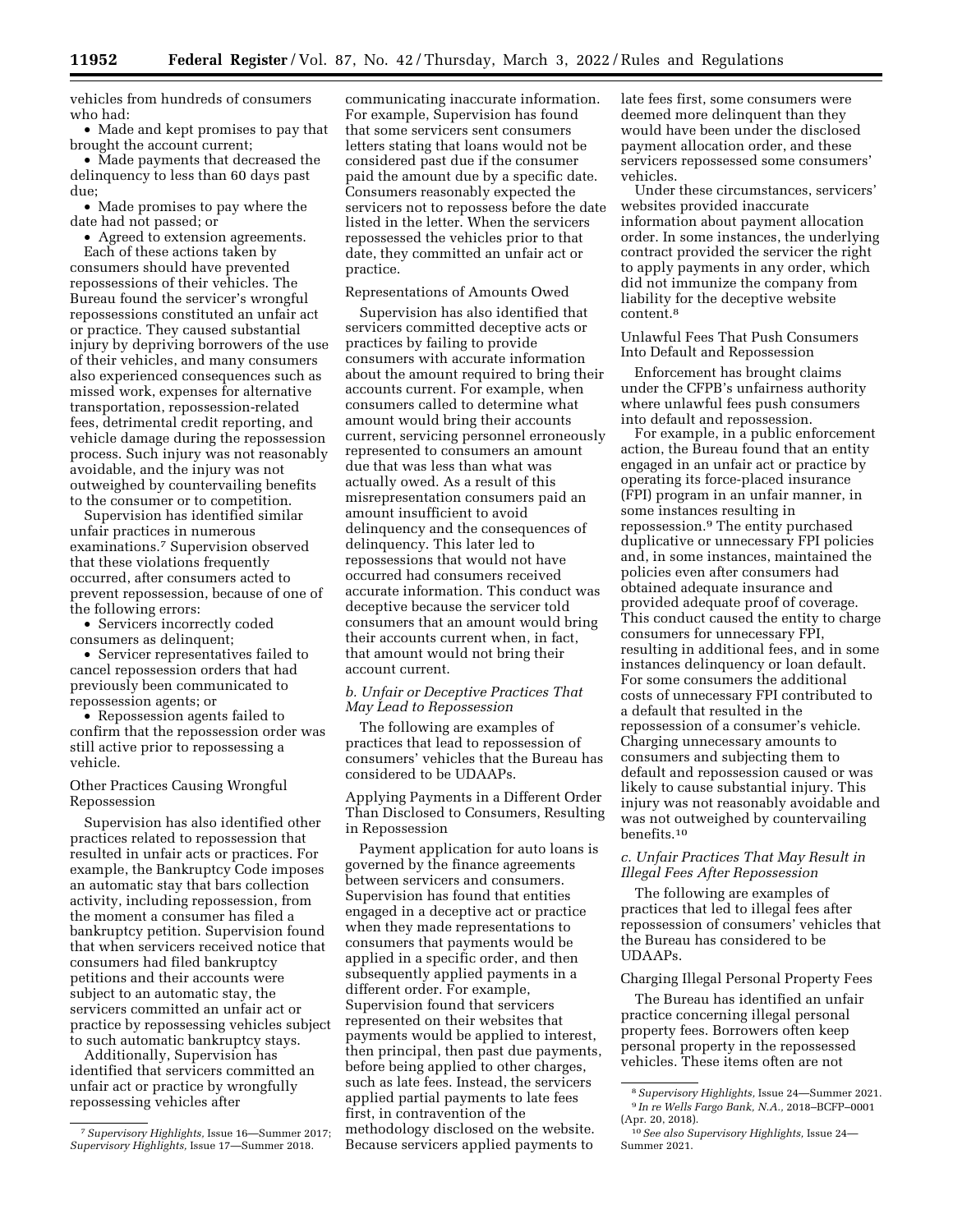vehicles from hundreds of consumers who had:

- Made and kept promises to pay that brought the account current;
- Made payments that decreased the delinquency to less than 60 days past due;
- Made promises to pay where the date had not passed; or
- Agreed to extension agreements.

Each of these actions taken by consumers should have prevented repossessions of their vehicles. The Bureau found the servicer's wrongful repossessions constituted an unfair act or practice. They caused substantial injury by depriving borrowers of the use of their vehicles, and many consumers also experienced consequences such as missed work, expenses for alternative transportation, repossession-related fees, detrimental credit reporting, and vehicle damage during the repossession process. Such injury was not reasonably avoidable, and the injury was not outweighed by countervailing benefits to the consumer or to competition.

Supervision has identified similar unfair practices in numerous examinations.[7] Supervision observed that these violations frequently occurred, after consumers acted to prevent repossession, because of one of the following errors:

- Servicers incorrectly coded consumers as delinquent;
- Servicer representatives failed to cancel repossession orders that had previously been communicated to repossession agents; or
- Repossession agents failed to confirm that the repossession order was still active prior to repossessing a vehicle.

Other Practices Causing Wrongful Repossession

Supervision has also identified other practices related to repossession that resulted in unfair acts or practices. For example, the Bankruptcy Code imposes an automatic stay that bars collection activity, including repossession, from the moment a consumer has filed a bankruptcy petition. Supervision found that when servicers received notice that consumers had filed bankruptcy petitions and their accounts were subject to an automatic stay, the servicers committed an unfair act or practice by repossessing vehicles subject to such automatic bankruptcy stays.

Additionally, Supervision has identified that servicers committed an unfair act or practice by wrongfully repossessing vehicles after communicating inaccurate information. For example, Supervision has found that some servicers sent consumers letters stating that loans would not be considered past due if the consumer paid the amount due by a specific date. Consumers reasonably expected the servicers not to repossess before the date listed in the letter. When the servicers repossessed the vehicles prior to that date, they committed an unfair act or practice.

Representations of Amounts Owed

Supervision has also identified that servicers committed deceptive acts or practices by failing to provide consumers with accurate information about the amount required to bring their accounts current. For example, when consumers called to determine what amount would bring their accounts current, servicing personnel erroneously represented to consumers an amount due that was less than what was actually owed. As a result of this misrepresentation consumers paid an amount insufficient to avoid delinquency and the consequences of delinquency. This later led to repossessions that would not have occurred had consumers received accurate information. This conduct was deceptive because the servicer told consumers that an amount would bring their accounts current when, in fact, that amount would not bring their account current.

*b. Unfair or Deceptive Practices That May Lead to Repossession*

The following are examples of practices that lead to repossession of consumers' vehicles that the Bureau has considered to be UDAAPs.

Applying Payments in a Different Order Than Disclosed to Consumers, Resulting in Repossession

Payment application for auto loans is governed by the finance agreements between servicers and consumers. Supervision has found that entities engaged in a deceptive act or practice when they made representations to consumers that payments would be applied in a specific order, and then subsequently applied payments in a different order. For example, Supervision found that servicers represented on their websites that payments would be applied to interest, then principal, then past due payments, before being applied to other charges, such as late fees. Instead, the servicers applied partial payments to late fees first, in contravention of the methodology disclosed on the website. Because servicers applied payments to late fees first, some consumers were deemed more delinquent than they would have been under the disclosed payment allocation order, and these servicers repossessed some consumers' vehicles.

Under these circumstances, servicers' websites provided inaccurate information about payment allocation order. In some instances, the underlying contract provided the servicer the right to apply payments in any order, which did not immunize the company from liability for the deceptive website content.[8]

Unlawful Fees That Push Consumers Into Default and Repossession

Enforcement has brought claims under the CFPB's unfairness authority where unlawful fees push consumers into default and repossession.

For example, in a public enforcement action, the Bureau found that an entity engaged in an unfair act or practice by operating its force-placed insurance (FPI) program in an unfair manner, in some instances resulting in repossession.[9] The entity purchased duplicative or unnecessary FPI policies and, in some instances, maintained the policies even after consumers had obtained adequate insurance and provided adequate proof of coverage. This conduct caused the entity to charge consumers for unnecessary FPI, resulting in additional fees, and in some instances delinquency or loan default. For some consumers the additional costs of unnecessary FPI contributed to a default that resulted in the repossession of a consumer's vehicle. Charging unnecessary amounts to consumers and subjecting them to default and repossession caused or was likely to cause substantial injury. This injury was not reasonably avoidable and was not outweighed by countervailing benefits.[10]

*c. Unfair Practices That May Result in Illegal Fees After Repossession*

The following are examples of practices that led to illegal fees after repossession of consumers' vehicles that the Bureau has considered to be UDAAPs.

Charging Illegal Personal Property Fees

The Bureau has identified an unfair practice concerning illegal personal property fees. Borrowers often keep personal property in the repossessed vehicles. These items often are not

---

[7] *Supervisory Highlights,* Issue 16—Summer 2017; *Supervisory Highlights,* Issue 17—Summer 2018.

[8] *Supervisory Highlights,* Issue 24—Summer 2021.

[9] *In re Wells Fargo Bank, N.A.,* 2018–BCFP–0001 (Apr. 20, 2018).

[10] *See also Supervisory Highlights,* Issue 24—Summer 2021.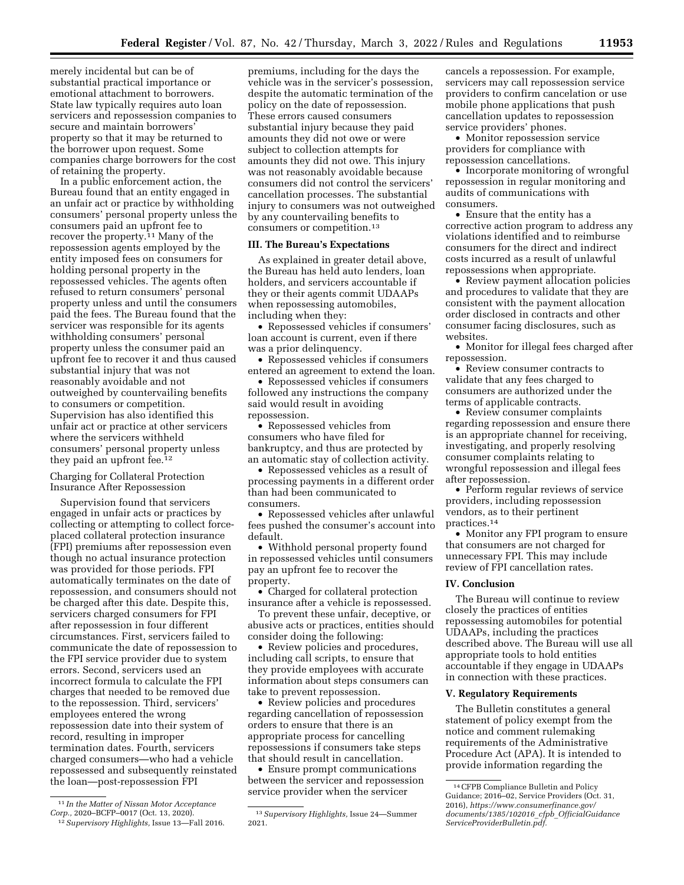merely incidental but can be of substantial practical importance or emotional attachment to borrowers. State law typically requires auto loan servicers and repossession companies to secure and maintain borrowers' property so that it may be returned to the borrower upon request. Some companies charge borrowers for the cost of retaining the property.

In a public enforcement action, the Bureau found that an entity engaged in an unfair act or practice by withholding consumers' personal property unless the consumers paid an upfront fee to recover the property.[11] Many of the repossession agents employed by the entity imposed fees on consumers for holding personal property in the repossessed vehicles. The agents often refused to return consumers' personal property unless and until the consumers paid the fees. The Bureau found that the servicer was responsible for its agents withholding consumers' personal property unless the consumer paid an upfront fee to recover it and thus caused substantial injury that was not reasonably avoidable and not outweighed by countervailing benefits to consumers or competition. Supervision has also identified this unfair act or practice at other servicers where the servicers withheld consumers' personal property unless they paid an upfront fee.[12]

### Charging for Collateral Protection Insurance After Repossession

Supervision found that servicers engaged in unfair acts or practices by collecting or attempting to collect force-placed collateral protection insurance (FPI) premiums after repossession even though no actual insurance protection was provided for those periods. FPI automatically terminates on the date of repossession, and consumers should not be charged after this date. Despite this, servicers charged consumers for FPI after repossession in four different circumstances. First, servicers failed to communicate the date of repossession to the FPI service provider due to system errors. Second, servicers used an incorrect formula to calculate the FPI charges that needed to be removed due to the repossession. Third, servicers' employees entered the wrong repossession date into their system of record, resulting in improper termination dates. Fourth, servicers charged consumers—who had a vehicle repossessed and subsequently reinstated the loan—post-repossession FPI premiums, including for the days the vehicle was in the servicer's possession, despite the automatic termination of the policy on the date of repossession. These errors caused consumers substantial injury because they paid amounts they did not owe or were subject to collection attempts for amounts they did not owe. This injury was not reasonably avoidable because consumers did not control the servicers' cancellation processes. The substantial injury to consumers was not outweighed by any countervailing benefits to consumers or competition.[13]

## III. The Bureau's Expectations

As explained in greater detail above, the Bureau has held auto lenders, loan holders, and servicers accountable if they or their agents commit UDAAPs when repossessing automobiles, including when they:

- Repossessed vehicles if consumers' loan account is current, even if there was a prior delinquency.
- Repossessed vehicles if consumers entered an agreement to extend the loan.
- Repossessed vehicles if consumers followed any instructions the company said would result in avoiding repossession.
- Repossessed vehicles from consumers who have filed for bankruptcy, and thus are protected by an automatic stay of collection activity.
- Repossessed vehicles as a result of processing payments in a different order than had been communicated to consumers.
- Repossessed vehicles after unlawful fees pushed the consumer's account into default.
- Withhold personal property found in repossessed vehicles until consumers pay an upfront fee to recover the property.
- Charged for collateral protection insurance after a vehicle is repossessed.

To prevent these unfair, deceptive, or abusive acts or practices, entities should consider doing the following:

- Review policies and procedures, including call scripts, to ensure that they provide employees with accurate information about steps consumers can take to prevent repossession.
- Review policies and procedures regarding cancellation of repossession orders to ensure that there is an appropriate process for cancelling repossessions if consumers take steps that should result in cancellation.
- Ensure prompt communications between the servicer and repossession service provider when the servicer cancels a repossession. For example, servicers may call repossession service providers to confirm cancelation or use mobile phone applications that push cancellation updates to repossession service providers' phones.
- Monitor repossession service providers for compliance with repossession cancellations.
- Incorporate monitoring of wrongful repossession in regular monitoring and audits of communications with consumers.
- Ensure that the entity has a corrective action program to address any violations identified and to reimburse consumers for the direct and indirect costs incurred as a result of unlawful repossessions when appropriate.
- Review payment allocation policies and procedures to validate that they are consistent with the payment allocation order disclosed in contracts and other consumer facing disclosures, such as websites.
- Monitor for illegal fees charged after repossession.
- Review consumer contracts to validate that any fees charged to consumers are authorized under the terms of applicable contracts.
- Review consumer complaints regarding repossession and ensure there is an appropriate channel for receiving, investigating, and properly resolving consumer complaints relating to wrongful repossession and illegal fees after repossession.
- Perform regular reviews of service providers, including repossession vendors, as to their pertinent practices.[14]
- Monitor any FPI program to ensure that consumers are not charged for unnecessary FPI. This may include review of FPI cancellation rates.

## IV. Conclusion

The Bureau will continue to review closely the practices of entities repossessing automobiles for potential UDAAPs, including the practices described above. The Bureau will use all appropriate tools to hold entities accountable if they engage in UDAAPs in connection with these practices.

## V. Regulatory Requirements

The Bulletin constitutes a general statement of policy exempt from the notice and comment rulemaking requirements of the Administrative Procedure Act (APA). It is intended to provide information regarding the

---

[11] *In the Matter of Nissan Motor Acceptance Corp.,* 2020–BCFP–0017 (Oct. 13, 2020).

[12] *Supervisory Highlights,* Issue 13—Fall 2016.

[13] *Supervisory Highlights,* Issue 24—Summer 2021.

[14] CFPB Compliance Bulletin and Policy Guidance; 2016–02, Service Providers (Oct. 31, 2016), *https://www.consumerfinance.gov/documents/1385/102016_cfpb_OfficialGuidanceServiceProviderBulletin.pdf.*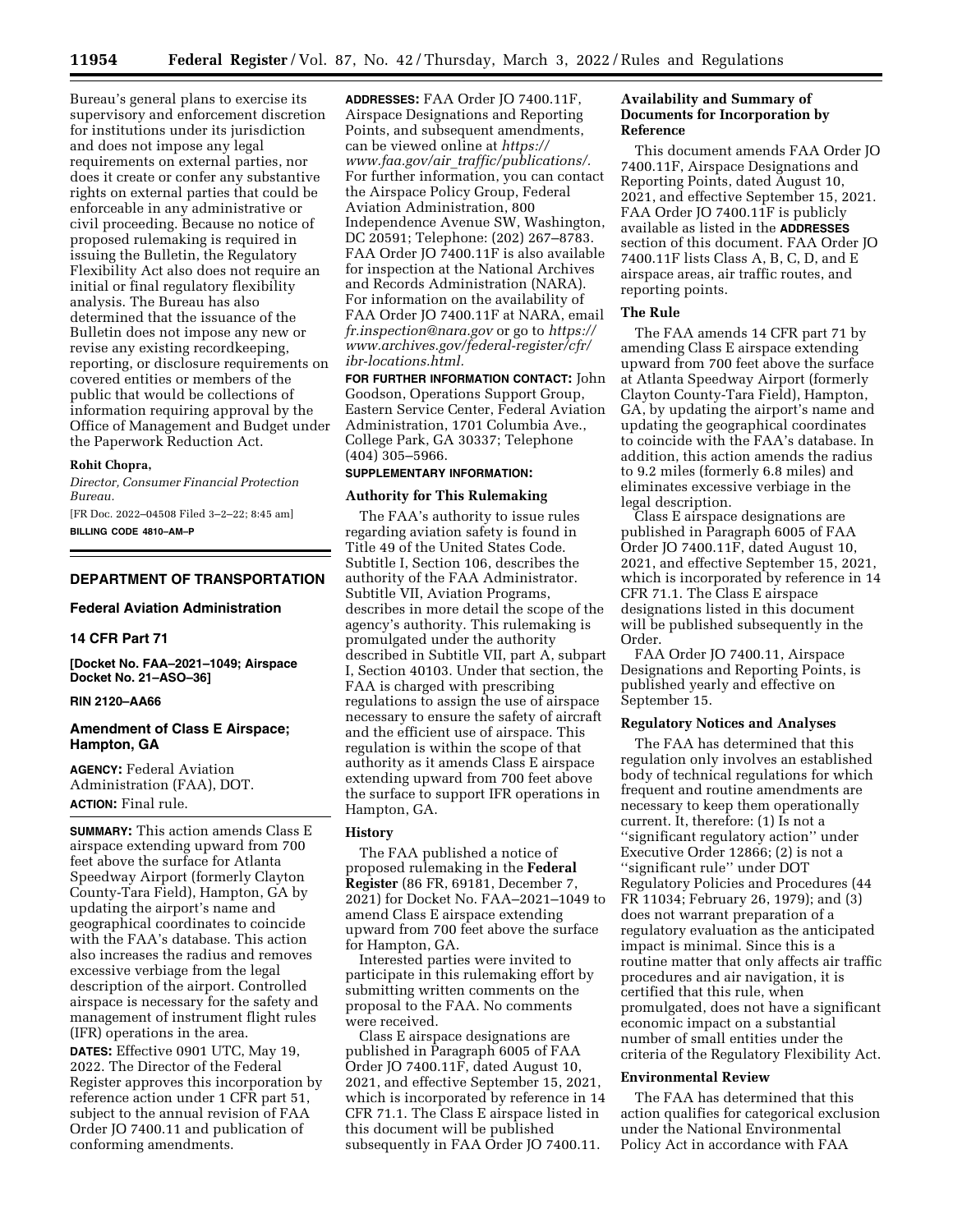Bureau's general plans to exercise its supervisory and enforcement discretion for institutions under its jurisdiction and does not impose any legal requirements on external parties, nor does it create or confer any substantive rights on external parties that could be enforceable in any administrative or civil proceeding. Because no notice of proposed rulemaking is required in issuing the Bulletin, the Regulatory Flexibility Act also does not require an initial or final regulatory flexibility analysis. The Bureau has also determined that the issuance of the Bulletin does not impose any new or revise any existing recordkeeping, reporting, or disclosure requirements on covered entities or members of the public that would be collections of information requiring approval by the Office of Management and Budget under the Paperwork Reduction Act.

**Rohit Chopra,**

*Director, Consumer Financial Protection Bureau.*

[FR Doc. 2022–04508 Filed 3–2–22; 8:45 am]

**BILLING CODE 4810–AM–P**

---

## DEPARTMENT OF TRANSPORTATION

### Federal Aviation Administration

### 14 CFR Part 71

**[Docket No. FAA–2021–1049; Airspace Docket No. 21–ASO–36]**

**RIN 2120–AA66**

### Amendment of Class E Airspace; Hampton, GA

**AGENCY:** Federal Aviation Administration (FAA), DOT.

**ACTION:** Final rule.

**SUMMARY:** This action amends Class E airspace extending upward from 700 feet above the surface for Atlanta Speedway Airport (formerly Clayton County-Tara Field), Hampton, GA by updating the airport's name and geographical coordinates to coincide with the FAA's database. This action also increases the radius and removes excessive verbiage from the legal description of the airport. Controlled airspace is necessary for the safety and management of instrument flight rules (IFR) operations in the area.

**DATES:** Effective 0901 UTC, May 19, 2022. The Director of the Federal Register approves this incorporation by reference action under 1 CFR part 51, subject to the annual revision of FAA Order JO 7400.11 and publication of conforming amendments.

**ADDRESSES:** FAA Order JO 7400.11F, Airspace Designations and Reporting Points, and subsequent amendments, can be viewed online at *https://www.faa.gov/air_traffic/publications/.* For further information, you can contact the Airspace Policy Group, Federal Aviation Administration, 800 Independence Avenue SW, Washington, DC 20591; Telephone: (202) 267–8783. FAA Order JO 7400.11F is also available for inspection at the National Archives and Records Administration (NARA). For information on the availability of FAA Order JO 7400.11F at NARA, email *fr.inspection@nara.gov* or go to *https://www.archives.gov/federal-register/cfr/ibr-locations.html.*

**FOR FURTHER INFORMATION CONTACT:** John Goodson, Operations Support Group, Eastern Service Center, Federal Aviation Administration, 1701 Columbia Ave., College Park, GA 30337; Telephone (404) 305–5966.

**SUPPLEMENTARY INFORMATION:**

#### Authority for This Rulemaking

The FAA's authority to issue rules regarding aviation safety is found in Title 49 of the United States Code. Subtitle I, Section 106, describes the authority of the FAA Administrator. Subtitle VII, Aviation Programs, describes in more detail the scope of the agency's authority. This rulemaking is promulgated under the authority described in Subtitle VII, part A, subpart I, Section 40103. Under that section, the FAA is charged with prescribing regulations to assign the use of airspace necessary to ensure the safety of aircraft and the efficient use of airspace. This regulation is within the scope of that authority as it amends Class E airspace extending upward from 700 feet above the surface to support IFR operations in Hampton, GA.

#### History

The FAA published a notice of proposed rulemaking in the **Federal Register** (86 FR, 69181, December 7, 2021) for Docket No. FAA–2021–1049 to amend Class E airspace extending upward from 700 feet above the surface for Hampton, GA.

Interested parties were invited to participate in this rulemaking effort by submitting written comments on the proposal to the FAA. No comments were received.

Class E airspace designations are published in Paragraph 6005 of FAA Order JO 7400.11F, dated August 10, 2021, and effective September 15, 2021, which is incorporated by reference in 14 CFR 71.1. The Class E airspace listed in this document will be published subsequently in FAA Order JO 7400.11.

#### Availability and Summary of Documents for Incorporation by Reference

This document amends FAA Order JO 7400.11F, Airspace Designations and Reporting Points, dated August 10, 2021, and effective September 15, 2021. FAA Order JO 7400.11F is publicly available as listed in the **ADDRESSES** section of this document. FAA Order JO 7400.11F lists Class A, B, C, D, and E airspace areas, air traffic routes, and reporting points.

#### The Rule

The FAA amends 14 CFR part 71 by amending Class E airspace extending upward from 700 feet above the surface at Atlanta Speedway Airport (formerly Clayton County-Tara Field), Hampton, GA, by updating the airport's name and updating the geographical coordinates to coincide with the FAA's database. In addition, this action amends the radius to 9.2 miles (formerly 6.8 miles) and eliminates excessive verbiage in the legal description.

Class E airspace designations are published in Paragraph 6005 of FAA Order JO 7400.11F, dated August 10, 2021, and effective September 15, 2021, which is incorporated by reference in 14 CFR 71.1. The Class E airspace designations listed in this document will be published subsequently in the Order.

FAA Order JO 7400.11, Airspace Designations and Reporting Points, is published yearly and effective on September 15.

#### Regulatory Notices and Analyses

The FAA has determined that this regulation only involves an established body of technical regulations for which frequent and routine amendments are necessary to keep them operationally current. It, therefore: (1) Is not a ''significant regulatory action'' under Executive Order 12866; (2) is not a ''significant rule'' under DOT Regulatory Policies and Procedures (44 FR 11034; February 26, 1979); and (3) does not warrant preparation of a regulatory evaluation as the anticipated impact is minimal. Since this is a routine matter that only affects air traffic procedures and air navigation, it is certified that this rule, when promulgated, does not have a significant economic impact on a substantial number of small entities under the criteria of the Regulatory Flexibility Act.

#### Environmental Review

The FAA has determined that this action qualifies for categorical exclusion under the National Environmental Policy Act in accordance with FAA